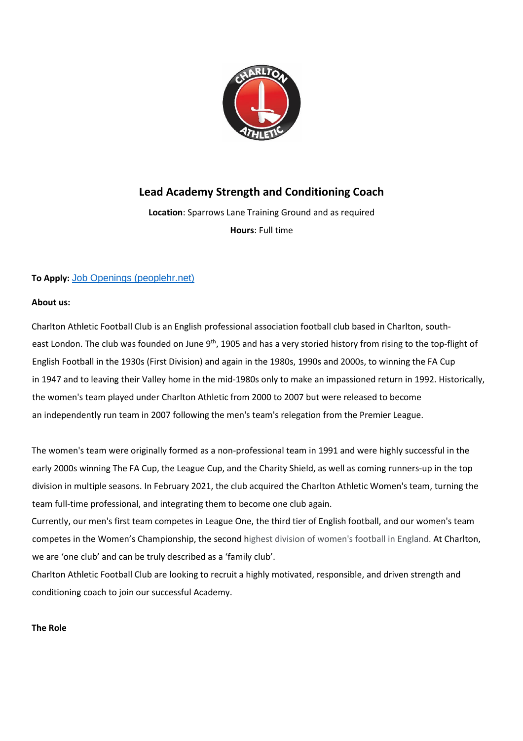# Lead Academy Strength and Conditioning Coach

**Location**: Sparrows Lane Training Ground and as required

**Hours**: Full time

**To Apply:** [Job Openings (peoplehr.net)]()

**About us:**

Charlton Athletic Football Club is an English professional association football club based in Charlton, south-east London. The club was founded on June 9th, 1905 and has a very storied history from rising to the top-flight of English Football in the 1930s (First Division) and again in the 1980s, 1990s and 2000s, to winning the FA Cup in 1947 and to leaving their Valley home in the mid-1980s only to make an impassioned return in 1992. Historically, the women's team played under Charlton Athletic from 2000 to 2007 but were released to become an independently run team in 2007 following the men's team's relegation from the Premier League.

The women's team were originally formed as a non-professional team in 1991 and were highly successful in the early 2000s winning The FA Cup, the League Cup, and the Charity Shield, as well as coming runners-up in the top division in multiple seasons. In February 2021, the club acquired the Charlton Athletic Women's team, turning the team full-time professional, and integrating them to become one club again.

Currently, our men's first team competes in League One, the third tier of English football, and our women's team competes in the Women's Championship, the second highest division of women's football in England. At Charlton, we are 'one club' and can be truly described as a 'family club'.

Charlton Athletic Football Club are looking to recruit a highly motivated, responsible, and driven strength and conditioning coach to join our successful Academy.

**The Role**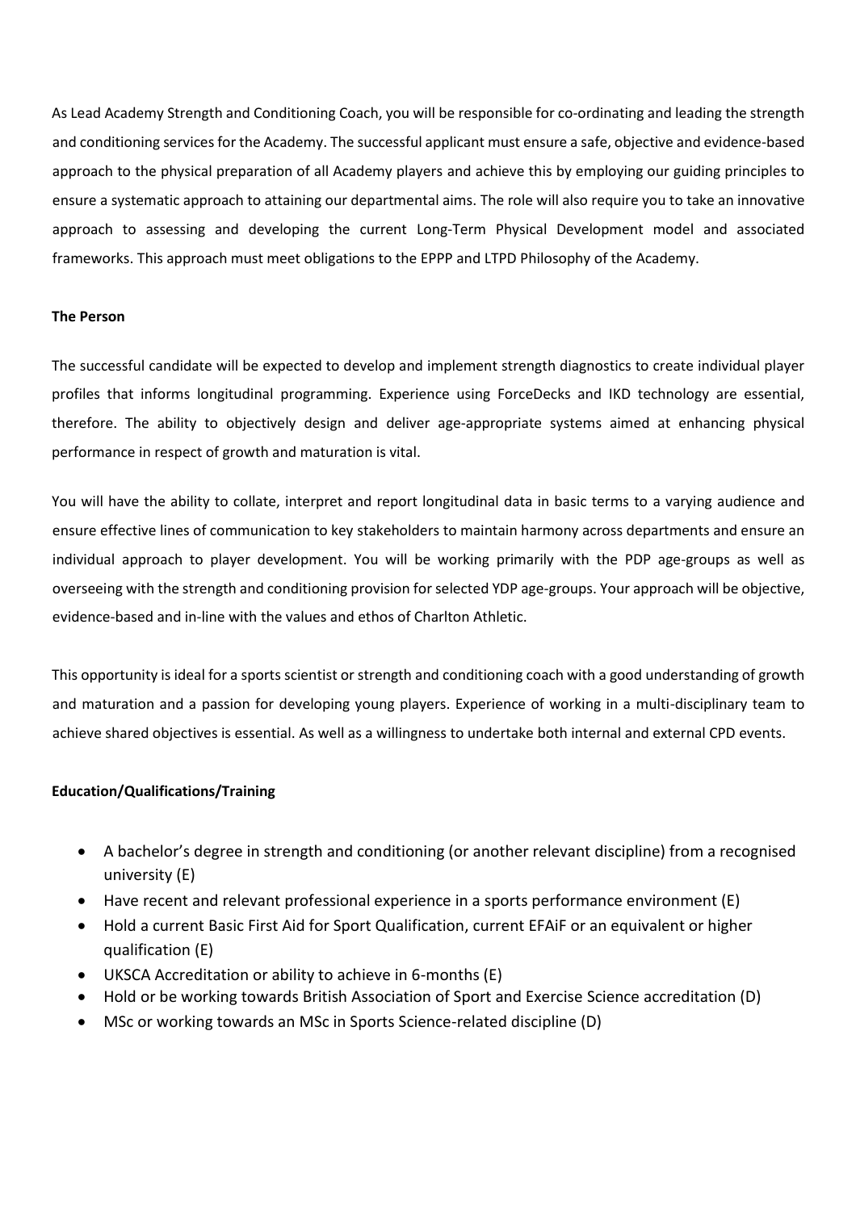As Lead Academy Strength and Conditioning Coach, you will be responsible for co-ordinating and leading the strength and conditioning services for the Academy. The successful applicant must ensure a safe, objective and evidence-based approach to the physical preparation of all Academy players and achieve this by employing our guiding principles to ensure a systematic approach to attaining our departmental aims. The role will also require you to take an innovative approach to assessing and developing the current Long-Term Physical Development model and associated frameworks. This approach must meet obligations to the EPPP and LTPD Philosophy of the Academy.

**The Person**

The successful candidate will be expected to develop and implement strength diagnostics to create individual player profiles that informs longitudinal programming. Experience using ForceDecks and IKD technology are essential, therefore. The ability to objectively design and deliver age-appropriate systems aimed at enhancing physical performance in respect of growth and maturation is vital.

You will have the ability to collate, interpret and report longitudinal data in basic terms to a varying audience and ensure effective lines of communication to key stakeholders to maintain harmony across departments and ensure an individual approach to player development. You will be working primarily with the PDP age-groups as well as overseeing with the strength and conditioning provision for selected YDP age-groups. Your approach will be objective, evidence-based and in-line with the values and ethos of Charlton Athletic.

This opportunity is ideal for a sports scientist or strength and conditioning coach with a good understanding of growth and maturation and a passion for developing young players. Experience of working in a multi-disciplinary team to achieve shared objectives is essential. As well as a willingness to undertake both internal and external CPD events.

**Education/Qualifications/Training**

- A bachelor's degree in strength and conditioning (or another relevant discipline) from a recognised university (E)
- Have recent and relevant professional experience in a sports performance environment (E)
- Hold a current Basic First Aid for Sport Qualification, current EFAiF or an equivalent or higher qualification (E)
- UKSCA Accreditation or ability to achieve in 6-months (E)
- Hold or be working towards British Association of Sport and Exercise Science accreditation (D)
- MSc or working towards an MSc in Sports Science-related discipline (D)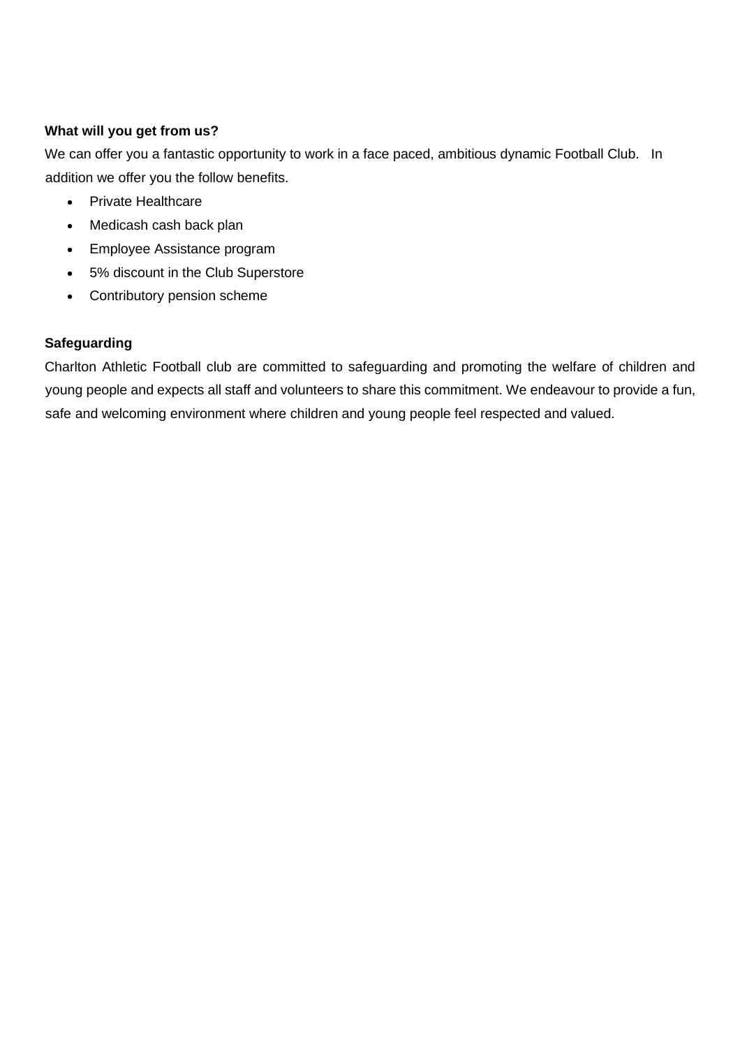**What will you get from us?**

We can offer you a fantastic opportunity to work in a face paced, ambitious dynamic Football Club. In addition we offer you the follow benefits.

- Private Healthcare
- Medicash cash back plan
- Employee Assistance program
- 5% discount in the Club Superstore
- Contributory pension scheme

**Safeguarding**

Charlton Athletic Football club are committed to safeguarding and promoting the welfare of children and young people and expects all staff and volunteers to share this commitment. We endeavour to provide a fun, safe and welcoming environment where children and young people feel respected and valued.